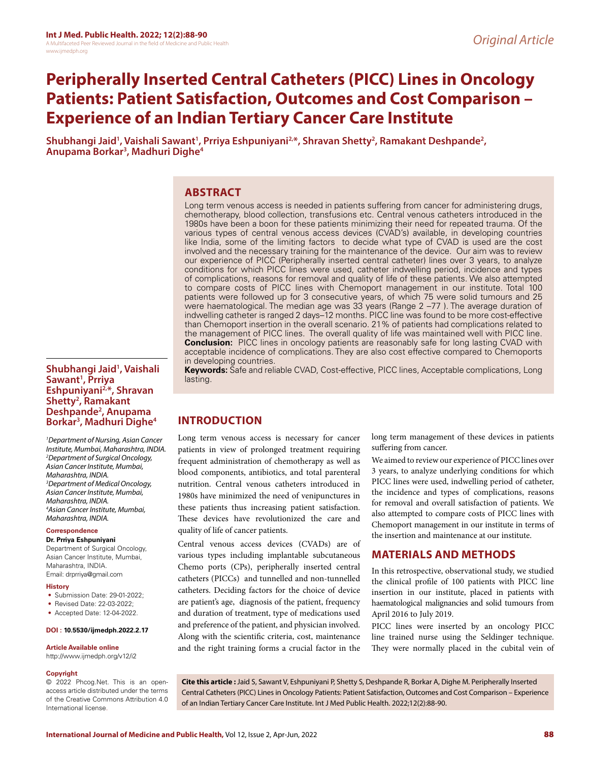Original Article

# Peripherally Inserted Central Catheters (PICC) Lines in Oncology Patients: Patient Satisfaction, Outcomes and Cost Comparison – Experience of an Indian Tertiary Cancer Care Institute

**Shubhangi Jaid[1], Vaishali Sawant[1], Prriya Eshpuniyani[2,*], Shravan Shetty[2], Ramakant Deshpande[2], Anupama Borkar[3], Madhuri Dighe[4]**

## ABSTRACT

Long term venous access is needed in patients suffering from cancer for administering drugs, chemotherapy, blood collection, transfusions etc. Central venous catheters introduced in the 1980s have been a boon for these patients minimizing their need for repeated trauma. Of the various types of central venous access devices (CVAD's) available, in developing countries like India, some of the limiting factors to decide what type of CVAD is used are the cost involved and the necessary training for the maintenance of the device. Our aim was to review our experience of PICC (Peripherally inserted central catheter) lines over 3 years, to analyze conditions for which PICC lines were used, catheter indwelling period, incidence and types of complications, reasons for removal and quality of life of these patients. We also attempted to compare costs of PICC lines with Chemoport management in our institute. Total 100 patients were followed up for 3 consecutive years, of which 75 were solid tumours and 25 were haematological. The median age was 33 years (Range 2 –77 ). The average duration of indwelling catheter is ranged 2 days–12 months. PICC line was found to be more cost-effective than Chemoport insertion in the overall scenario. 21% of patients had complications related to the management of PICC lines. The overall quality of life was maintained well with PICC line. **Conclusion:** PICC lines in oncology patients are reasonably safe for long lasting CVAD with acceptable incidence of complications. They are also cost effective compared to Chemoports in developing countries.

**Keywords:** Safe and reliable CVAD, Cost-effective, PICC lines, Acceptable complications, Long lasting.

**Shubhangi Jaid[1], Vaishali Sawant[1], Prriya Eshpuniyani[2,*], Shravan Shetty[2], Ramakant Deshpande[2], Anupama Borkar[3], Madhuri Dighe[4]**

*[1]Department of Nursing, Asian Cancer Institute, Mumbai, Maharashtra, INDIA.*
*[2]Department of Surgical Oncology, Asian Cancer Institute, Mumbai, Maharashtra, INDIA.*
*[3]Department of Medical Oncology, Asian Cancer Institute, Mumbai, Maharashtra, INDIA.*
*[4]Asian Cancer Institute, Mumbai, Maharashtra, INDIA.*

**Correspondence**

**Dr. Prriya Eshpuniyani**

Department of Surgical Oncology, Asian Cancer Institute, Mumbai, Maharashtra, INDIA.

Email: drprriya@gmail.com

**History**

- Submission Date: 29-01-2022;
- Revised Date: 22-03-2022;
- Accepted Date: 12-04-2022.

**DOI : 10.5530/ijmedph.2022.2.17**

**Article Available online**

http://www.ijmedph.org/v12/i2

**Copyright**

© 2022 Phcog.Net. This is an open-access article distributed under the terms of the Creative Commons Attribution 4.0 International license.

## INTRODUCTION

Long term venous access is necessary for cancer patients in view of prolonged treatment requiring frequent administration of chemotherapy as well as blood components, antibiotics, and total parenteral nutrition. Central venous catheters introduced in 1980s have minimized the need of venipunctures in these patients thus increasing patient satisfaction. These devices have revolutionized the care and quality of life of cancer patients.

Central venous access devices (CVADs) are of various types including implantable subcutaneous Chemo ports (CPs), peripherally inserted central catheters (PICCs) and tunnelled and non-tunnelled catheters. Deciding factors for the choice of device are patient's age, diagnosis of the patient, frequency and duration of treatment, type of medications used and preference of the patient, and physician involved. Along with the scientific criteria, cost, maintenance and the right training forms a crucial factor in the long term management of these devices in patients suffering from cancer.

We aimed to review our experience of PICC lines over 3 years, to analyze underlying conditions for which PICC lines were used, indwelling period of catheter, the incidence and types of complications, reasons for removal and overall satisfaction of patients. We also attempted to compare costs of PICC lines with Chemoport management in our institute in terms of the insertion and maintenance at our institute.

## MATERIALS AND METHODS

In this retrospective, observational study, we studied the clinical profile of 100 patients with PICC line insertion in our institute, placed in patients with haematological malignancies and solid tumours from April 2016 to July 2019.

PICC lines were inserted by an oncology PICC line trained nurse using the Seldinger technique. They were normally placed in the cubital vein of

**Cite this article :** Jaid S, Sawant V, Eshpuniyani P, Shetty S, Deshpande R, Borkar A, Dighe M. Peripherally Inserted Central Catheters (PICC) Lines in Oncology Patients: Patient Satisfaction, Outcomes and Cost Comparison – Experience of an Indian Tertiary Cancer Care Institute. Int J Med Public Health. 2022;12(2):88-90.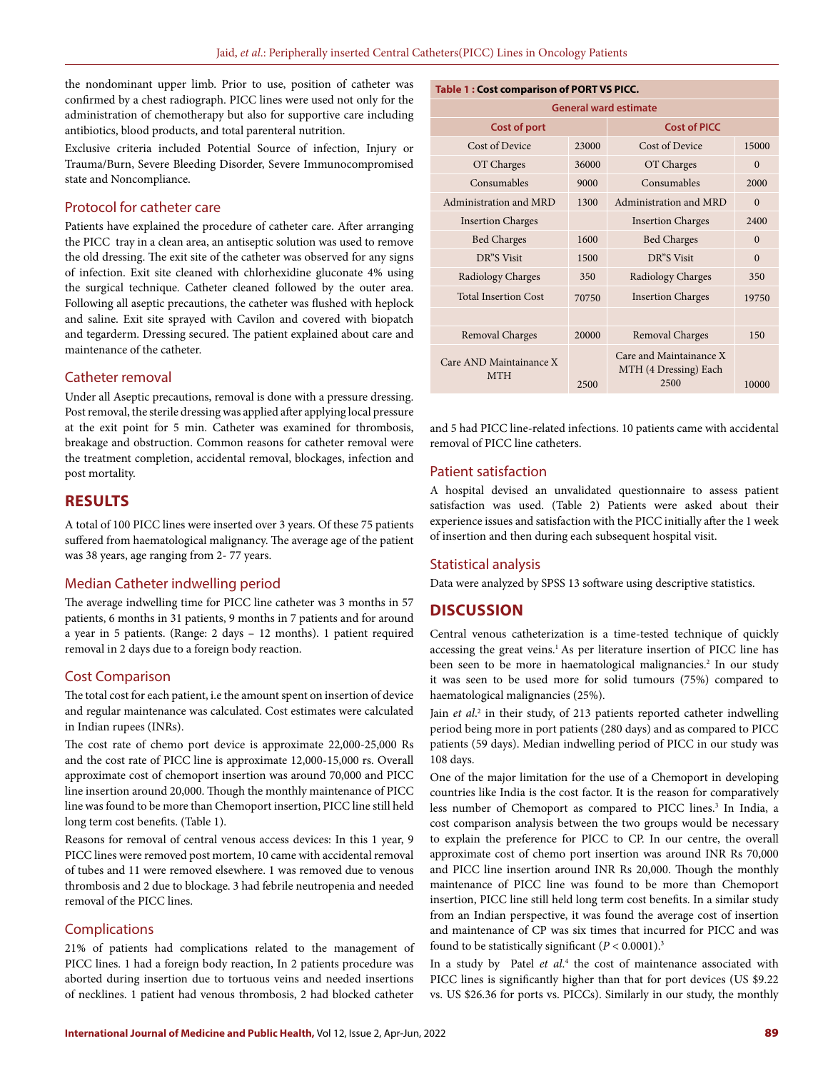the nondominant upper limb. Prior to use, position of catheter was confirmed by a chest radiograph. PICC lines were used not only for the administration of chemotherapy but also for supportive care including antibiotics, blood products, and total parenteral nutrition.

Exclusive criteria included Potential Source of infection, Injury or Trauma/Burn, Severe Bleeding Disorder, Severe Immunocompromised state and Noncompliance.

## Protocol for catheter care

Patients have explained the procedure of catheter care. After arranging the PICC tray in a clean area, an antiseptic solution was used to remove the old dressing. The exit site of the catheter was observed for any signs of infection. Exit site cleaned with chlorhexidine gluconate 4% using the surgical technique. Catheter cleaned followed by the outer area. Following all aseptic precautions, the catheter was flushed with heplock and saline. Exit site sprayed with Cavilon and covered with biopatch and tegarderm. Dressing secured. The patient explained about care and maintenance of the catheter.

## Catheter removal

Under all Aseptic precautions, removal is done with a pressure dressing. Post removal, the sterile dressing was applied after applying local pressure at the exit point for 5 min. Catheter was examined for thrombosis, breakage and obstruction. Common reasons for catheter removal were the treatment completion, accidental removal, blockages, infection and post mortality.

# RESULTS

A total of 100 PICC lines were inserted over 3 years. Of these 75 patients suffered from haematological malignancy. The average age of the patient was 38 years, age ranging from 2- 77 years.

## Median Catheter indwelling period

The average indwelling time for PICC line catheter was 3 months in 57 patients, 6 months in 31 patients, 9 months in 7 patients and for around a year in 5 patients. (Range: 2 days – 12 months). 1 patient required removal in 2 days due to a foreign body reaction.

## Cost Comparison

The total cost for each patient, i.e the amount spent on insertion of device and regular maintenance was calculated. Cost estimates were calculated in Indian rupees (INRs).

The cost rate of chemo port device is approximate 22,000-25,000 Rs and the cost rate of PICC line is approximate 12,000-15,000 rs. Overall approximate cost of chemoport insertion was around 70,000 and PICC line insertion around 20,000. Though the monthly maintenance of PICC line was found to be more than Chemoport insertion, PICC line still held long term cost benefits. (Table 1).

Reasons for removal of central venous access devices: In this 1 year, 9 PICC lines were removed post mortem, 10 came with accidental removal of tubes and 11 were removed elsewhere. 1 was removed due to venous thrombosis and 2 due to blockage. 3 had febrile neutropenia and needed removal of the PICC lines.

## Complications

21% of patients had complications related to the management of PICC lines. 1 had a foreign body reaction, In 2 patients procedure was aborted during insertion due to tortuous veins and needed insertions of necklines. 1 patient had venous thrombosis, 2 had blocked catheter and 5 had PICC line-related infections. 10 patients came with accidental removal of PICC line catheters.

**Table 1 : Cost comparison of PORT VS PICC.**

| General ward estimate | | | |
|---|---|---|---|
| **Cost of port** | | **Cost of PICC** | |
| Cost of Device | 23000 | Cost of Device | 15000 |
| OT Charges | 36000 | OT Charges | 0 |
| Consumables | 9000 | Consumables | 2000 |
| Administration and MRD | 1300 | Administration and MRD | 0 |
| Insertion Charges | | Insertion Charges | 2400 |
| Bed Charges | 1600 | Bed Charges | 0 |
| DR"S Visit | 1500 | DR"S Visit | 0 |
| Radiology Charges | 350 | Radiology Charges | 350 |
| Total Insertion Cost | 70750 | Insertion Charges | 19750 |
| | | | |
| Removal Charges | 20000 | Removal Charges | 150 |
| Care AND Maintainance X MTH | 2500 | Care and Maintainance X MTH (4 Dressing) Each 2500 | 10000 |

## Patient satisfaction

A hospital devised an unvalidated questionnaire to assess patient satisfaction was used. (Table 2) Patients were asked about their experience issues and satisfaction with the PICC initially after the 1 week of insertion and then during each subsequent hospital visit.

## Statistical analysis

Data were analyzed by SPSS 13 software using descriptive statistics.

# DISCUSSION

Central venous catheterization is a time-tested technique of quickly accessing the great veins.[1] As per literature insertion of PICC line has been seen to be more in haematological malignancies.[2] In our study it was seen to be used more for solid tumours (75%) compared to haematological malignancies (25%).

Jain *et al*.[2] in their study, of 213 patients reported catheter indwelling period being more in port patients (280 days) and as compared to PICC patients (59 days). Median indwelling period of PICC in our study was 108 days.

One of the major limitation for the use of a Chemoport in developing countries like India is the cost factor. It is the reason for comparatively less number of Chemoport as compared to PICC lines.[3] In India, a cost comparison analysis between the two groups would be necessary to explain the preference for PICC to CP. In our centre, the overall approximate cost of chemo port insertion was around INR Rs 70,000 and PICC line insertion around INR Rs 20,000. Though the monthly maintenance of PICC line was found to be more than Chemoport insertion, PICC line still held long term cost benefits. In a similar study from an Indian perspective, it was found the average cost of insertion and maintenance of CP was six times that incurred for PICC and was found to be statistically significant ($P < 0.0001$).[3]

In a study by Patel *et al*.[4] the cost of maintenance associated with PICC lines is significantly higher than that for port devices (US $9.22 vs. US $26.36 for ports vs. PICCs). Similarly in our study, the monthly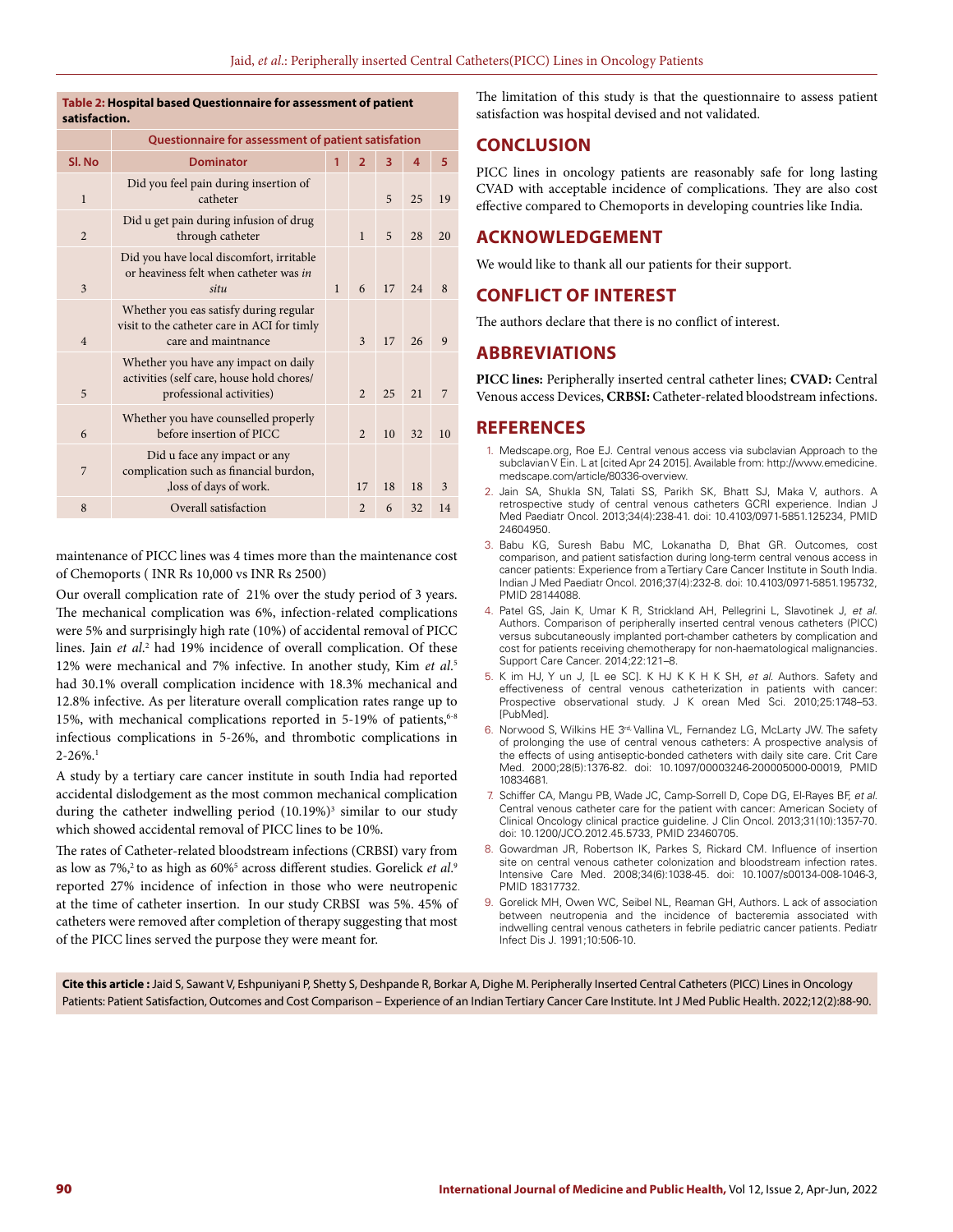**Table 2: Hospital based Questionnaire for assessment of patient satisfaction.**

| | Questionnaire for assessment of patient satisfaction | | | | | |
|---|---|---|---|---|---|---|
| **Sl. No** | **Dominator** | **1** | **2** | **3** | **4** | **5** |
| 1 | Did you feel pain during insertion of catheter | | | 5 | 25 | 19 |
| 2 | Did u get pain during infusion of drug through catheter | | 1 | 5 | 28 | 20 |
| 3 | Did you have local discomfort, irritable or heaviness felt when catheter was *in situ* | 1 | 6 | 17 | 24 | 8 |
| 4 | Whether you eas satisfy during regular visit to the catheter care in ACI for timly care and maintnance | | 3 | 17 | 26 | 9 |
| 5 | Whether you have any impact on daily activities (self care, house hold chores/ professional activities) | | 2 | 25 | 21 | 7 |
| 6 | Whether you have counselled properly before insertion of PICC | | 2 | 10 | 32 | 10 |
| 7 | Did u face any impact or any complication such as financial burdon, ,loss of days of work. | | 17 | 18 | 18 | 3 |
| 8 | Overall satisfaction | | 2 | 6 | 32 | 14 |

maintenance of PICC lines was 4 times more than the maintenance cost of Chemoports ( INR Rs 10,000 vs INR Rs 2500)

Our overall complication rate of 21% over the study period of 3 years. The mechanical complication was 6%, infection-related complications were 5% and surprisingly high rate (10%) of accidental removal of PICC lines. Jain *et al.*[2] had 19% incidence of overall complication. Of these 12% were mechanical and 7% infective. In another study, Kim *et al.*[5] had 30.1% overall complication incidence with 18.3% mechanical and 12.8% infective. As per literature overall complication rates range up to 15%, with mechanical complications reported in 5-19% of patients,[6-8] infectious complications in 5-26%, and thrombotic complications in 2-26%.[1]

A study by a tertiary care cancer institute in south India had reported accidental dislodgement as the most common mechanical complication during the catheter indwelling period (10.19%)[3] similar to our study which showed accidental removal of PICC lines to be 10%.

The rates of Catheter-related bloodstream infections (CRBSI) vary from as low as 7%,[2] to as high as 60%[5] across different studies. Gorelick *et al.*[9] reported 27% incidence of infection in those who were neutropenic at the time of catheter insertion. In our study CRBSI was 5%. 45% of catheters were removed after completion of therapy suggesting that most of the PICC lines served the purpose they were meant for.

The limitation of this study is that the questionnaire to assess patient satisfaction was hospital devised and not validated.

## CONCLUSION

PICC lines in oncology patients are reasonably safe for long lasting CVAD with acceptable incidence of complications. They are also cost effective compared to Chemoports in developing countries like India.

## ACKNOWLEDGEMENT

We would like to thank all our patients for their support.

## CONFLICT OF INTEREST

The authors declare that there is no conflict of interest.

## ABBREVIATIONS

**PICC lines:** Peripherally inserted central catheter lines; **CVAD:** Central Venous access Devices, **CRBSI:** Catheter-related bloodstream infections.

## REFERENCES

1. Medscape.org, Roe EJ. Central venous access via subclavian Approach to the subclavian V Ein. L at [cited Apr 24 2015]. Available from: http://www.emedicine.medscape.com/article/80336-overview.
2. Jain SA, Shukla SN, Talati SS, Parikh SK, Bhatt SJ, Maka V, authors. A retrospective study of central venous catheters GCRI experience. Indian J Med Paediatr Oncol. 2013;34(4):238-41. doi: 10.4103/0971-5851.125234, PMID 24604950.
3. Babu KG, Suresh Babu MC, Lokanatha D, Bhat GR. Outcomes, cost comparison, and patient satisfaction during long-term central venous access in cancer patients: Experience from a Tertiary Care Cancer Institute in South India. Indian J Med Paediatr Oncol. 2016;37(4):232-8. doi: 10.4103/0971-5851.195732, PMID 28144088.
4. Patel GS, Jain K, Umar K R, Strickland AH, Pellegrini L, Slavotinek J, *et al.* Authors. Comparison of peripherally inserted central venous catheters (PICC) versus subcutaneously implanted port-chamber catheters by complication and cost for patients receiving chemotherapy for non-haematological malignancies. Support Care Cancer. 2014;22:121–8.
5. K im HJ, Y un J, [L ee SC]. K HJ K K H K SH, *et al.* Authors. Safety and effectiveness of central venous catheterization in patients with cancer: Prospective observational study. J K orean Med Sci. 2010;25:1748–53. [PubMed].
6. Norwood S, Wilkins HE 3rd, Vallina VL, Fernandez LG, McLarty JW. The safety of prolonging the use of central venous catheters: A prospective analysis of the effects of using antiseptic-bonded catheters with daily site care. Crit Care Med. 2000;28(5):1376-82. doi: 10.1097/00003246-200005000-00019, PMID 10834681.
7. Schiffer CA, Mangu PB, Wade JC, Camp-Sorrell D, Cope DG, El-Rayes BF, *et al.* Central venous catheter care for the patient with cancer: American Society of Clinical Oncology clinical practice guideline. J Clin Oncol. 2013;31(10):1357-70. doi: 10.1200/JCO.2012.45.5733, PMID 23460705.
8. Gowardman JR, Robertson IK, Parkes S, Rickard CM. Influence of insertion site on central venous catheter colonization and bloodstream infection rates. Intensive Care Med. 2008;34(6):1038-45. doi: 10.1007/s00134-008-1046-3, PMID 18317732.
9. Gorelick MH, Owen WC, Seibel NL, Reaman GH, Authors. L ack of association between neutropenia and the incidence of bacteremia associated with indwelling central venous catheters in febrile pediatric cancer patients. Pediatr Infect Dis J. 1991;10:506-10.

**Cite this article :** Jaid S, Sawant V, Eshpuniyani P, Shetty S, Deshpande R, Borkar A, Dighe M. Peripherally Inserted Central Catheters (PICC) Lines in Oncology Patients: Patient Satisfaction, Outcomes and Cost Comparison – Experience of an Indian Tertiary Cancer Care Institute. Int J Med Public Health. 2022;12(2):88-90.